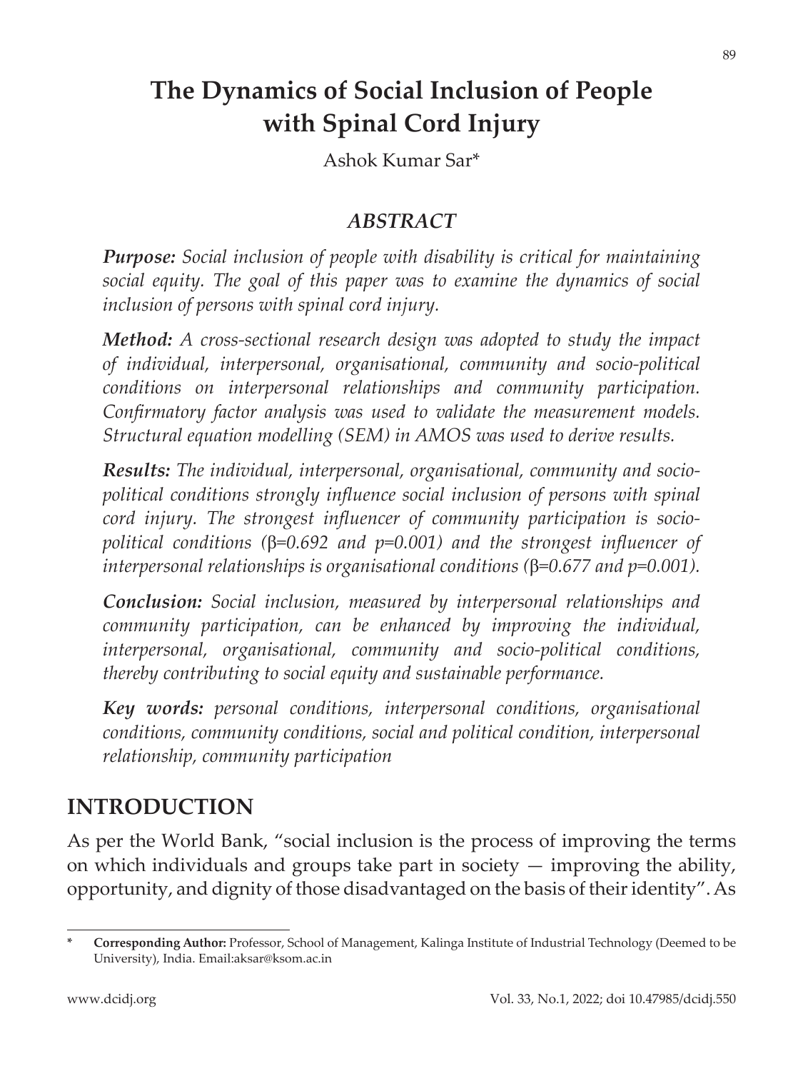# The Dynamics of Social Inclusion of People with Spinal Cord Injury

Ashok Kumar Sar*

## *ABSTRACT*

***Purpose:*** *Social inclusion of people with disability is critical for maintaining social equity. The goal of this paper was to examine the dynamics of social inclusion of persons with spinal cord injury.*

***Method:*** *A cross-sectional research design was adopted to study the impact of individual, interpersonal, organisational, community and socio-political conditions on interpersonal relationships and community participation. Confirmatory factor analysis was used to validate the measurement models. Structural equation modelling (SEM) in AMOS was used to derive results.*

***Results:*** *The individual, interpersonal, organisational, community and socio-political conditions strongly influence social inclusion of persons with spinal cord injury. The strongest influencer of community participation is socio-political conditions ($\beta$=0.692 and p=0.001) and the strongest influencer of interpersonal relationships is organisational conditions ($\beta$=0.677 and p=0.001).*

***Conclusion:*** *Social inclusion, measured by interpersonal relationships and community participation, can be enhanced by improving the individual, interpersonal, organisational, community and socio-political conditions, thereby contributing to social equity and sustainable performance.*

***Key words:*** *personal conditions, interpersonal conditions, organisational conditions, community conditions, social and political condition, interpersonal relationship, community participation*

## INTRODUCTION

As per the World Bank, "social inclusion is the process of improving the terms on which individuals and groups take part in society — improving the ability, opportunity, and dignity of those disadvantaged on the basis of their identity". As

---

\* **Corresponding Author:** Professor, School of Management, Kalinga Institute of Industrial Technology (Deemed to be University), India. Email:aksar@ksom.ac.in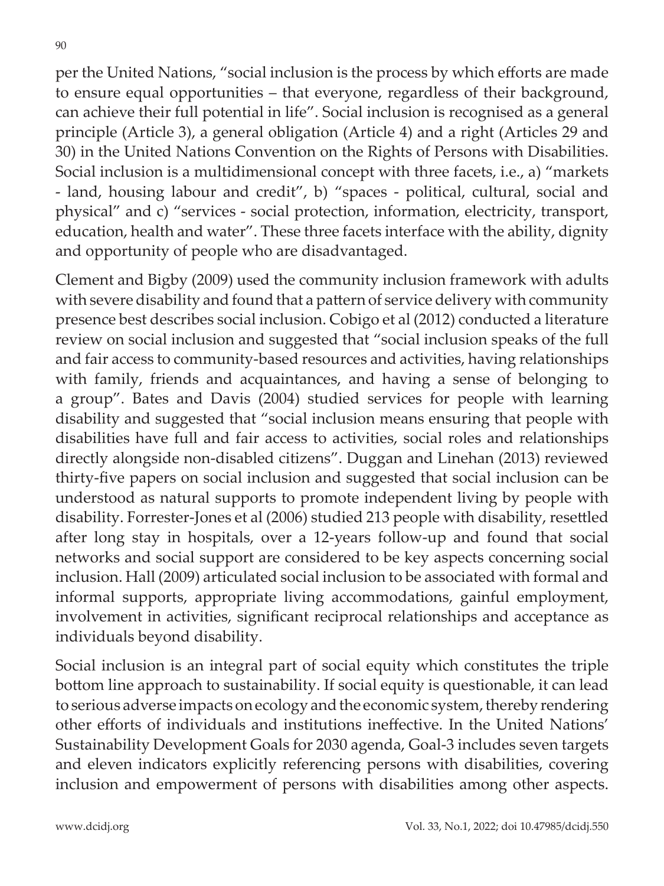per the United Nations, "social inclusion is the process by which efforts are made to ensure equal opportunities – that everyone, regardless of their background, can achieve their full potential in life". Social inclusion is recognised as a general principle (Article 3), a general obligation (Article 4) and a right (Articles 29 and 30) in the United Nations Convention on the Rights of Persons with Disabilities. Social inclusion is a multidimensional concept with three facets, i.e., a) "markets - land, housing labour and credit", b) "spaces - political, cultural, social and physical" and c) "services - social protection, information, electricity, transport, education, health and water". These three facets interface with the ability, dignity and opportunity of people who are disadvantaged.

Clement and Bigby (2009) used the community inclusion framework with adults with severe disability and found that a pattern of service delivery with community presence best describes social inclusion. Cobigo et al (2012) conducted a literature review on social inclusion and suggested that "social inclusion speaks of the full and fair access to community-based resources and activities, having relationships with family, friends and acquaintances, and having a sense of belonging to a group". Bates and Davis (2004) studied services for people with learning disability and suggested that "social inclusion means ensuring that people with disabilities have full and fair access to activities, social roles and relationships directly alongside non-disabled citizens". Duggan and Linehan (2013) reviewed thirty-five papers on social inclusion and suggested that social inclusion can be understood as natural supports to promote independent living by people with disability. Forrester-Jones et al (2006) studied 213 people with disability, resettled after long stay in hospitals, over a 12-years follow-up and found that social networks and social support are considered to be key aspects concerning social inclusion. Hall (2009) articulated social inclusion to be associated with formal and informal supports, appropriate living accommodations, gainful employment, involvement in activities, significant reciprocal relationships and acceptance as individuals beyond disability.

Social inclusion is an integral part of social equity which constitutes the triple bottom line approach to sustainability. If social equity is questionable, it can lead to serious adverse impacts on ecology and the economic system, thereby rendering other efforts of individuals and institutions ineffective. In the United Nations' Sustainability Development Goals for 2030 agenda, Goal-3 includes seven targets and eleven indicators explicitly referencing persons with disabilities, covering inclusion and empowerment of persons with disabilities among other aspects.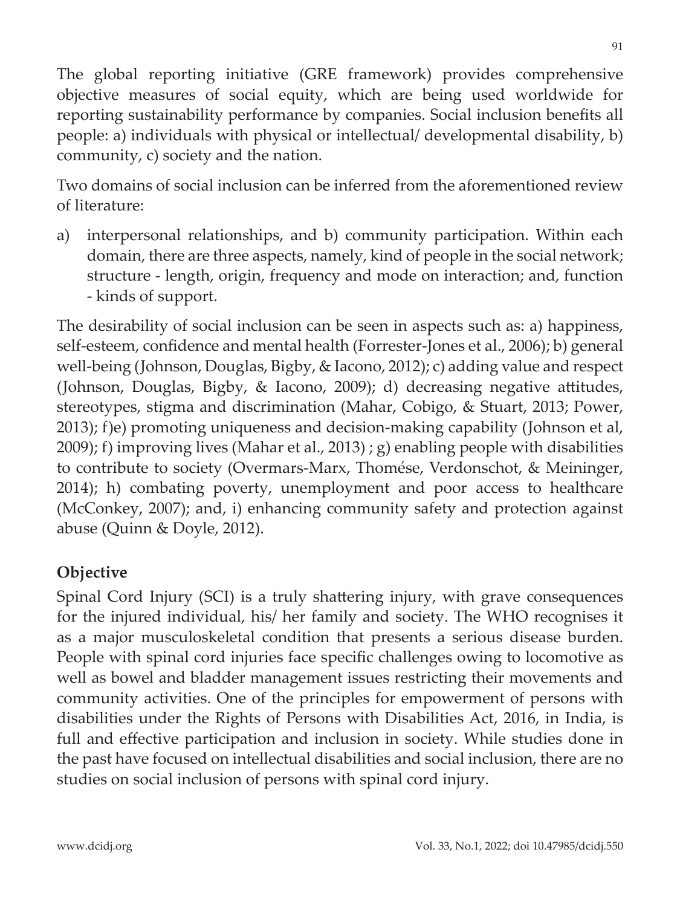The global reporting initiative (GRE framework) provides comprehensive objective measures of social equity, which are being used worldwide for reporting sustainability performance by companies. Social inclusion benefits all people: a) individuals with physical or intellectual/ developmental disability, b) community, c) society and the nation.

Two domains of social inclusion can be inferred from the aforementioned review of literature:

a) interpersonal relationships, and b) community participation. Within each domain, there are three aspects, namely, kind of people in the social network; structure - length, origin, frequency and mode on interaction; and, function - kinds of support.

The desirability of social inclusion can be seen in aspects such as: a) happiness, self-esteem, confidence and mental health (Forrester-Jones et al., 2006); b) general well-being (Johnson, Douglas, Bigby, & Iacono, 2012); c) adding value and respect (Johnson, Douglas, Bigby, & Iacono, 2009); d) decreasing negative attitudes, stereotypes, stigma and discrimination (Mahar, Cobigo, & Stuart, 2013; Power, 2013); f)e) promoting uniqueness and decision-making capability (Johnson et al, 2009); f) improving lives (Mahar et al., 2013) ; g) enabling people with disabilities to contribute to society (Overmars-Marx, Thomése, Verdonschot, & Meininger, 2014); h) combating poverty, unemployment and poor access to healthcare (McConkey, 2007); and, i) enhancing community safety and protection against abuse (Quinn & Doyle, 2012).

## Objective

Spinal Cord Injury (SCI) is a truly shattering injury, with grave consequences for the injured individual, his/ her family and society. The WHO recognises it as a major musculoskeletal condition that presents a serious disease burden. People with spinal cord injuries face specific challenges owing to locomotive as well as bowel and bladder management issues restricting their movements and community activities. One of the principles for empowerment of persons with disabilities under the Rights of Persons with Disabilities Act, 2016, in India, is full and effective participation and inclusion in society. While studies done in the past have focused on intellectual disabilities and social inclusion, there are no studies on social inclusion of persons with spinal cord injury.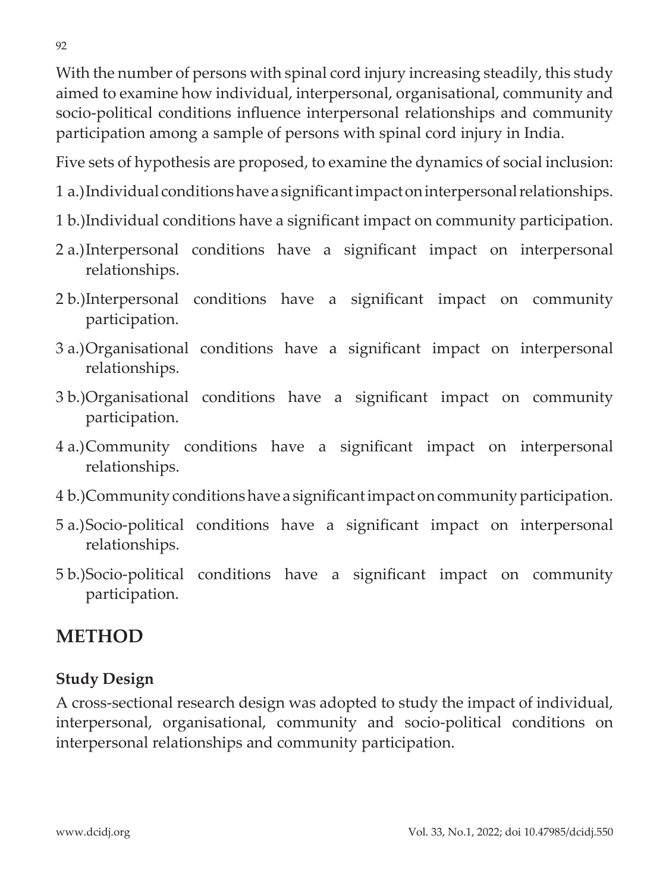With the number of persons with spinal cord injury increasing steadily, this study aimed to examine how individual, interpersonal, organisational, community and socio-political conditions influence interpersonal relationships and community participation among a sample of persons with spinal cord injury in India.

Five sets of hypothesis are proposed, to examine the dynamics of social inclusion:

1 a.) Individual conditions have a significant impact on interpersonal relationships.

1 b.) Individual conditions have a significant impact on community participation.

2 a.) Interpersonal conditions have a significant impact on interpersonal relationships.

2 b.) Interpersonal conditions have a significant impact on community participation.

3 a.) Organisational conditions have a significant impact on interpersonal relationships.

3 b.) Organisational conditions have a significant impact on community participation.

4 a.) Community conditions have a significant impact on interpersonal relationships.

4 b.) Community conditions have a significant impact on community participation.

5 a.) Socio-political conditions have a significant impact on interpersonal relationships.

5 b.) Socio-political conditions have a significant impact on community participation.

## METHOD

### Study Design

A cross-sectional research design was adopted to study the impact of individual, interpersonal, organisational, community and socio-political conditions on interpersonal relationships and community participation.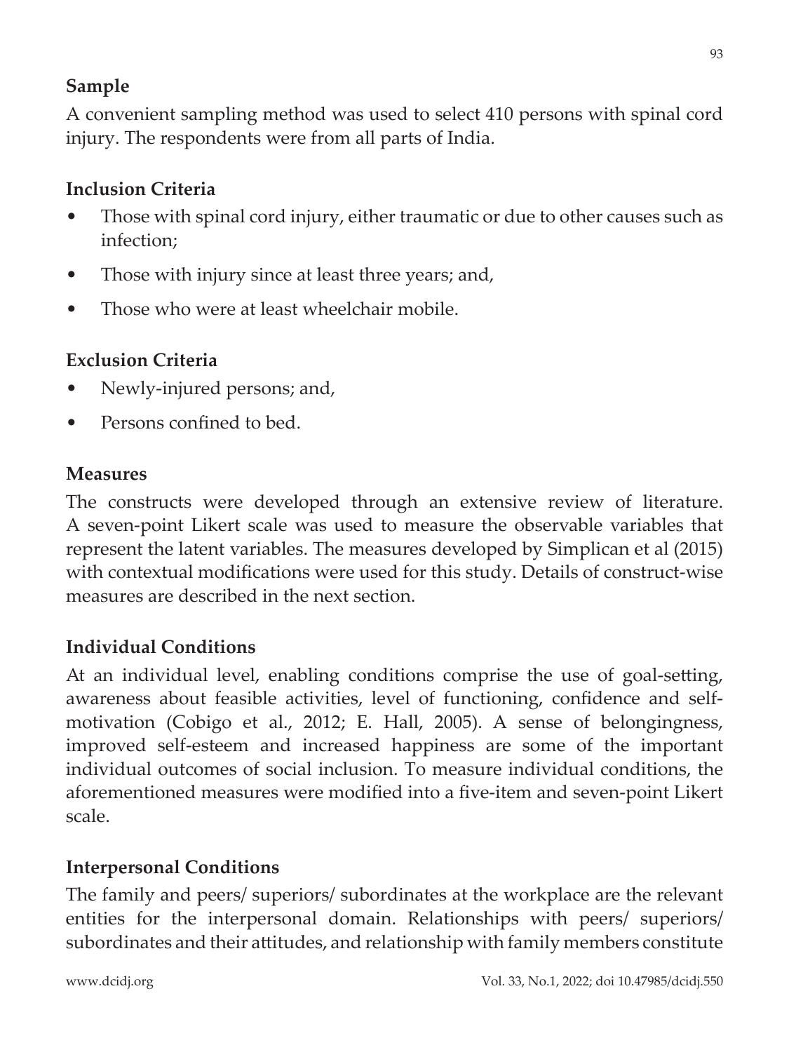## Sample

A convenient sampling method was used to select 410 persons with spinal cord injury. The respondents were from all parts of India.

## Inclusion Criteria

- Those with spinal cord injury, either traumatic or due to other causes such as infection;
- Those with injury since at least three years; and,
- Those who were at least wheelchair mobile.

## Exclusion Criteria

- Newly-injured persons; and,
- Persons confined to bed.

## Measures

The constructs were developed through an extensive review of literature. A seven-point Likert scale was used to measure the observable variables that represent the latent variables. The measures developed by Simplican et al (2015) with contextual modifications were used for this study. Details of construct-wise measures are described in the next section.

## Individual Conditions

At an individual level, enabling conditions comprise the use of goal-setting, awareness about feasible activities, level of functioning, confidence and self-motivation (Cobigo et al., 2012; E. Hall, 2005). A sense of belongingness, improved self-esteem and increased happiness are some of the important individual outcomes of social inclusion. To measure individual conditions, the aforementioned measures were modified into a five-item and seven-point Likert scale.

## Interpersonal Conditions

The family and peers/ superiors/ subordinates at the workplace are the relevant entities for the interpersonal domain. Relationships with peers/ superiors/ subordinates and their attitudes, and relationship with family members constitute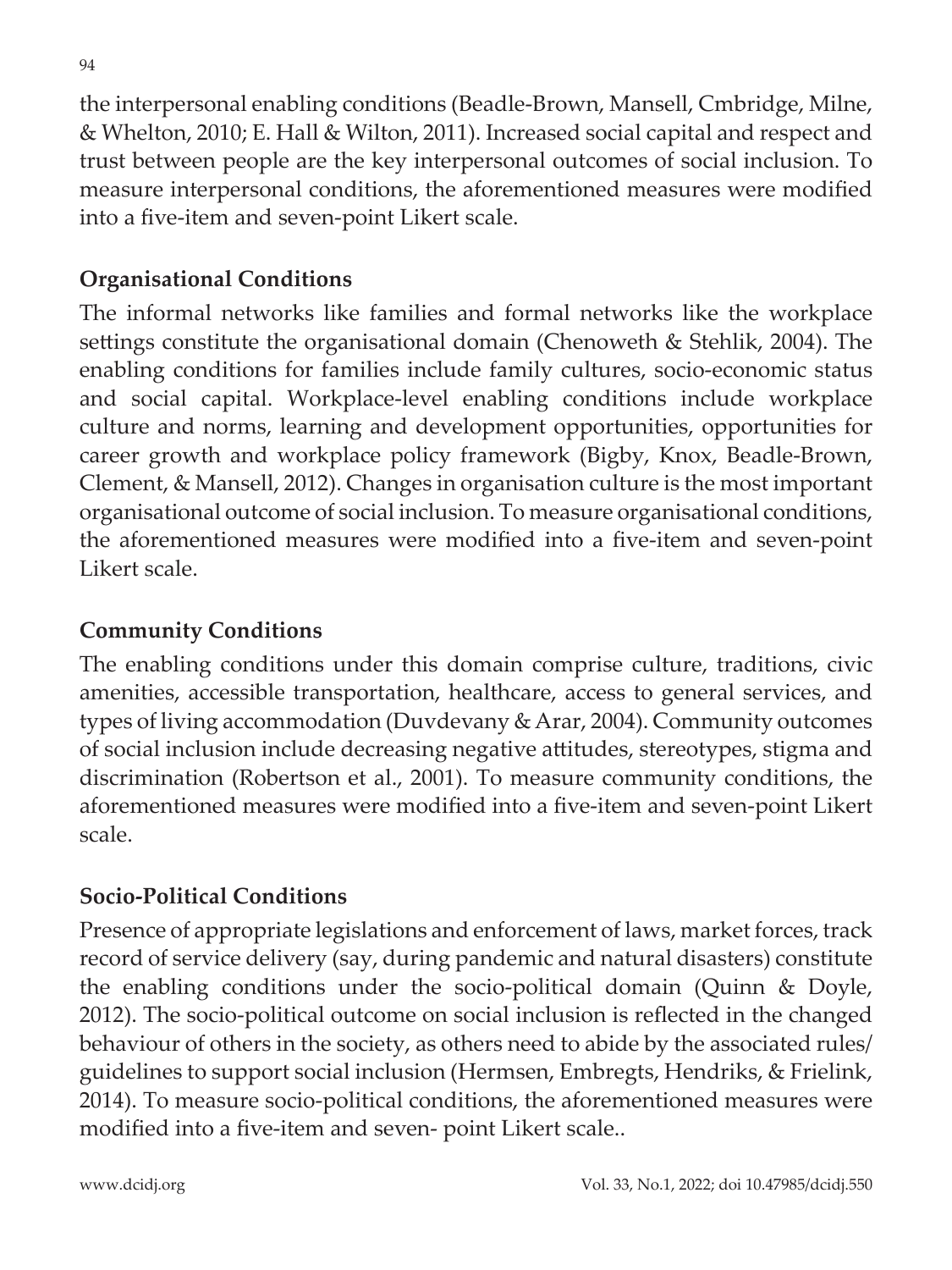the interpersonal enabling conditions (Beadle-Brown, Mansell, Cmbridge, Milne, & Whelton, 2010; E. Hall & Wilton, 2011). Increased social capital and respect and trust between people are the key interpersonal outcomes of social inclusion. To measure interpersonal conditions, the aforementioned measures were modified into a five-item and seven-point Likert scale.

### Organisational Conditions

The informal networks like families and formal networks like the workplace settings constitute the organisational domain (Chenoweth & Stehlik, 2004). The enabling conditions for families include family cultures, socio-economic status and social capital. Workplace-level enabling conditions include workplace culture and norms, learning and development opportunities, opportunities for career growth and workplace policy framework (Bigby, Knox, Beadle-Brown, Clement, & Mansell, 2012). Changes in organisation culture is the most important organisational outcome of social inclusion. To measure organisational conditions, the aforementioned measures were modified into a five-item and seven-point Likert scale.

### Community Conditions

The enabling conditions under this domain comprise culture, traditions, civic amenities, accessible transportation, healthcare, access to general services, and types of living accommodation (Duvdevany & Arar, 2004). Community outcomes of social inclusion include decreasing negative attitudes, stereotypes, stigma and discrimination (Robertson et al., 2001). To measure community conditions, the aforementioned measures were modified into a five-item and seven-point Likert scale.

### Socio-Political Conditions

Presence of appropriate legislations and enforcement of laws, market forces, track record of service delivery (say, during pandemic and natural disasters) constitute the enabling conditions under the socio-political domain (Quinn & Doyle, 2012). The socio-political outcome on social inclusion is reflected in the changed behaviour of others in the society, as others need to abide by the associated rules/ guidelines to support social inclusion (Hermsen, Embregts, Hendriks, & Frielink, 2014). To measure socio-political conditions, the aforementioned measures were modified into a five-item and seven- point Likert scale..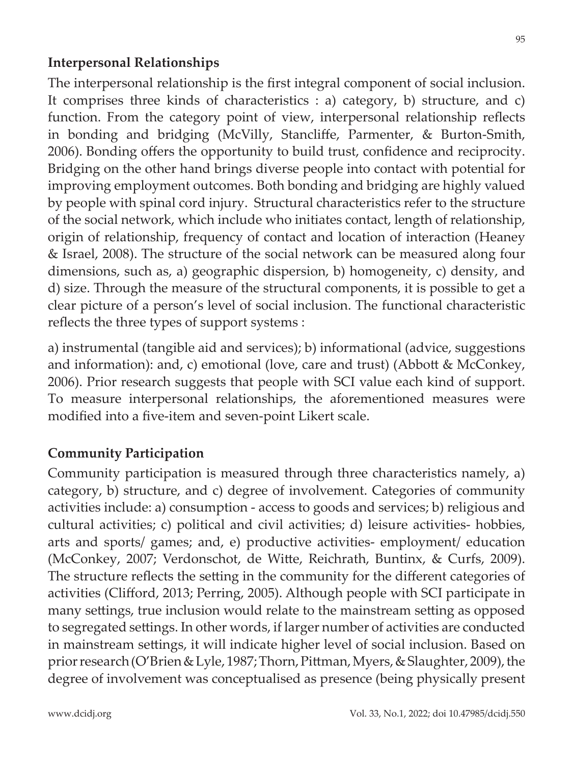## Interpersonal Relationships

The interpersonal relationship is the first integral component of social inclusion. It comprises three kinds of characteristics : a) category, b) structure, and c) function. From the category point of view, interpersonal relationship reflects in bonding and bridging (McVilly, Stancliffe, Parmenter, & Burton-Smith, 2006). Bonding offers the opportunity to build trust, confidence and reciprocity. Bridging on the other hand brings diverse people into contact with potential for improving employment outcomes. Both bonding and bridging are highly valued by people with spinal cord injury. Structural characteristics refer to the structure of the social network, which include who initiates contact, length of relationship, origin of relationship, frequency of contact and location of interaction (Heaney & Israel, 2008). The structure of the social network can be measured along four dimensions, such as, a) geographic dispersion, b) homogeneity, c) density, and d) size. Through the measure of the structural components, it is possible to get a clear picture of a person's level of social inclusion. The functional characteristic reflects the three types of support systems :

a) instrumental (tangible aid and services); b) informational (advice, suggestions and information): and, c) emotional (love, care and trust) (Abbott & McConkey, 2006). Prior research suggests that people with SCI value each kind of support. To measure interpersonal relationships, the aforementioned measures were modified into a five-item and seven-point Likert scale.

## Community Participation

Community participation is measured through three characteristics namely, a) category, b) structure, and c) degree of involvement. Categories of community activities include: a) consumption - access to goods and services; b) religious and cultural activities; c) political and civil activities; d) leisure activities- hobbies, arts and sports/ games; and, e) productive activities- employment/ education (McConkey, 2007; Verdonschot, de Witte, Reichrath, Buntinx, & Curfs, 2009). The structure reflects the setting in the community for the different categories of activities (Clifford, 2013; Perring, 2005). Although people with SCI participate in many settings, true inclusion would relate to the mainstream setting as opposed to segregated settings. In other words, if larger number of activities are conducted in mainstream settings, it will indicate higher level of social inclusion. Based on prior research (O'Brien & Lyle, 1987; Thorn, Pittman, Myers, & Slaughter, 2009), the degree of involvement was conceptualised as presence (being physically present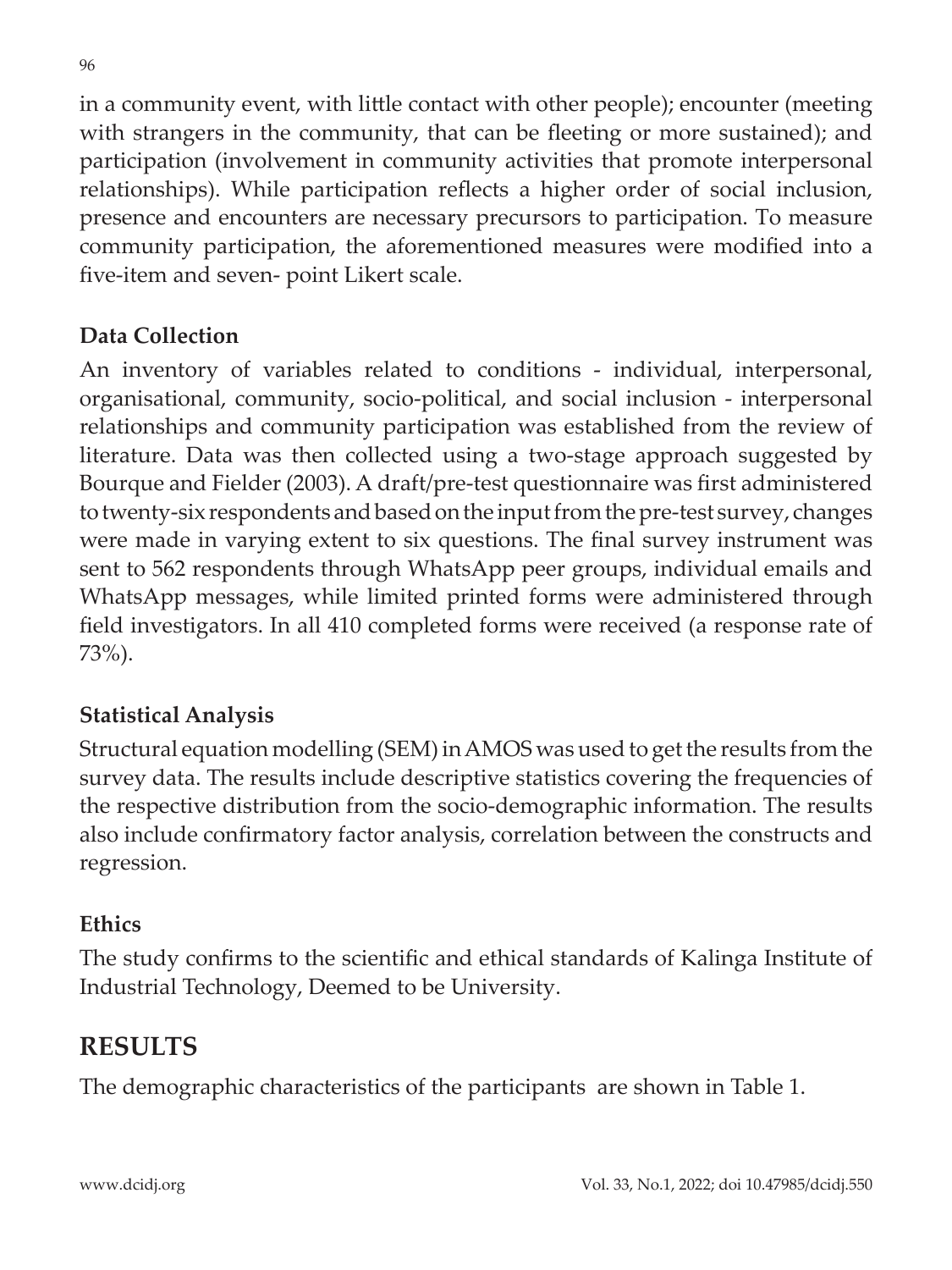in a community event, with little contact with other people); encounter (meeting with strangers in the community, that can be fleeting or more sustained); and participation (involvement in community activities that promote interpersonal relationships). While participation reflects a higher order of social inclusion, presence and encounters are necessary precursors to participation. To measure community participation, the aforementioned measures were modified into a five-item and seven- point Likert scale.

### Data Collection

An inventory of variables related to conditions - individual, interpersonal, organisational, community, socio-political, and social inclusion - interpersonal relationships and community participation was established from the review of literature. Data was then collected using a two-stage approach suggested by Bourque and Fielder (2003). A draft/pre-test questionnaire was first administered to twenty-six respondents and based on the input from the pre-test survey, changes were made in varying extent to six questions. The final survey instrument was sent to 562 respondents through WhatsApp peer groups, individual emails and WhatsApp messages, while limited printed forms were administered through field investigators. In all 410 completed forms were received (a response rate of 73%).

### Statistical Analysis

Structural equation modelling (SEM) in AMOS was used to get the results from the survey data. The results include descriptive statistics covering the frequencies of the respective distribution from the socio-demographic information. The results also include confirmatory factor analysis, correlation between the constructs and regression.

### Ethics

The study confirms to the scientific and ethical standards of Kalinga Institute of Industrial Technology, Deemed to be University.

## RESULTS

The demographic characteristics of the participants are shown in Table 1.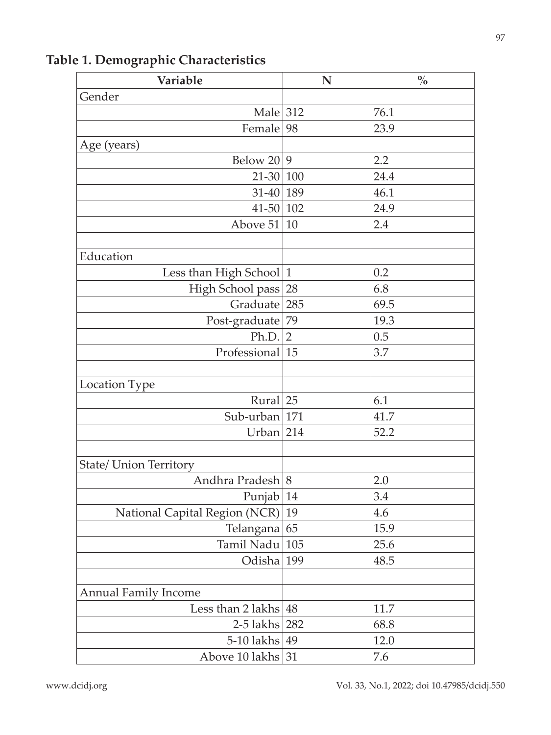**Table 1. Demographic Characteristics**

| Variable | N | % |
|---|---|---|
| Gender | | |
| Male | 312 | 76.1 |
| Female | 98 | 23.9 |
| Age (years) | | |
| Below 20 | 9 | 2.2 |
| 21-30 | 100 | 24.4 |
| 31-40 | 189 | 46.1 |
| 41-50 | 102 | 24.9 |
| Above 51 | 10 | 2.4 |
| | | |
| Education | | |
| Less than High School | 1 | 0.2 |
| High School pass | 28 | 6.8 |
| Graduate | 285 | 69.5 |
| Post-graduate | 79 | 19.3 |
| Ph.D. | 2 | 0.5 |
| Professional | 15 | 3.7 |
| | | |
| Location Type | | |
| Rural | 25 | 6.1 |
| Sub-urban | 171 | 41.7 |
| Urban | 214 | 52.2 |
| | | |
| State/ Union Territory | | |
| Andhra Pradesh | 8 | 2.0 |
| Punjab | 14 | 3.4 |
| National Capital Region (NCR) | 19 | 4.6 |
| Telangana | 65 | 15.9 |
| Tamil Nadu | 105 | 25.6 |
| Odisha | 199 | 48.5 |
| | | |
| Annual Family Income | | |
| Less than 2 lakhs | 48 | 11.7 |
| 2-5 lakhs | 282 | 68.8 |
| 5-10 lakhs | 49 | 12.0 |
| Above 10 lakhs | 31 | 7.6 |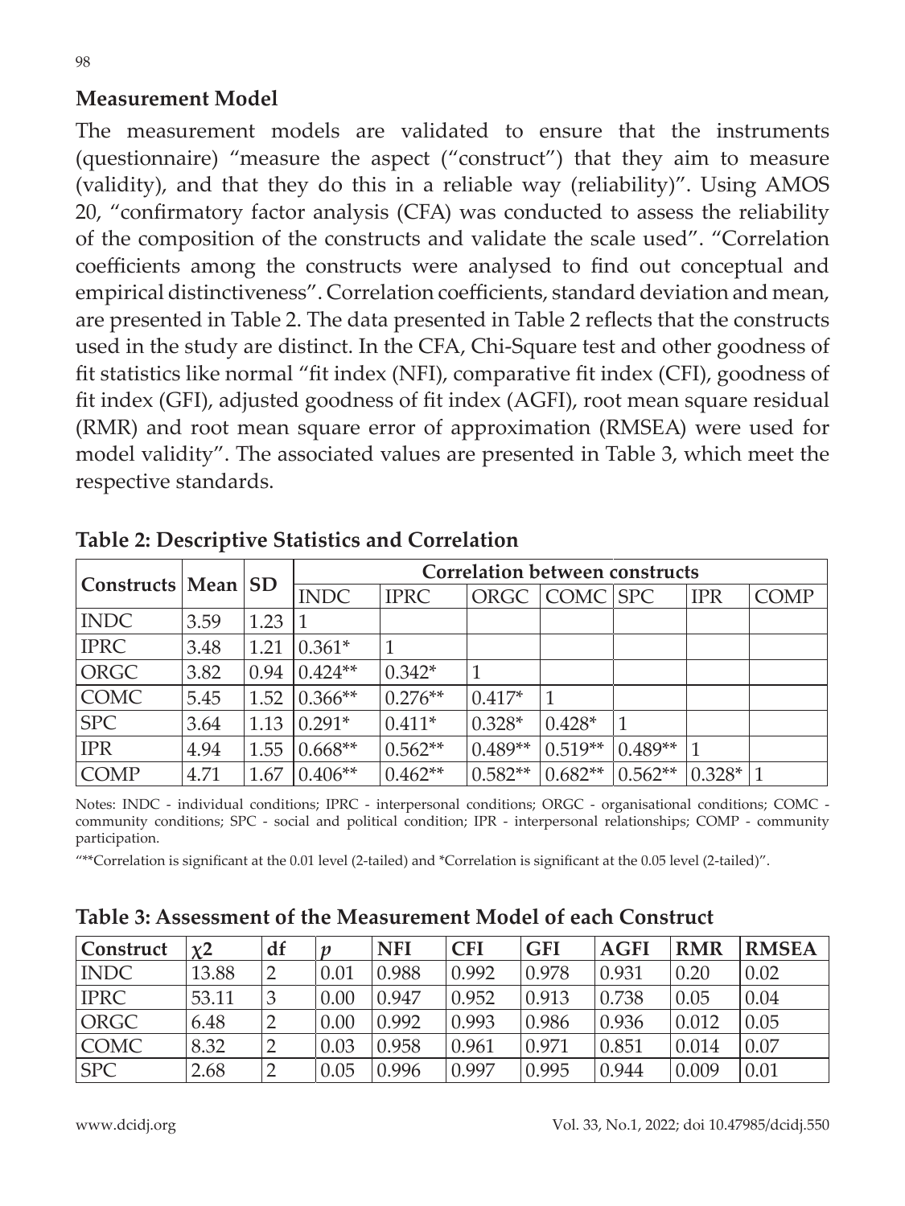## Measurement Model

The measurement models are validated to ensure that the instruments (questionnaire) "measure the aspect ("construct") that they aim to measure (validity), and that they do this in a reliable way (reliability)". Using AMOS 20, "confirmatory factor analysis (CFA) was conducted to assess the reliability of the composition of the constructs and validate the scale used". "Correlation coefficients among the constructs were analysed to find out conceptual and empirical distinctiveness". Correlation coefficients, standard deviation and mean, are presented in Table 2. The data presented in Table 2 reflects that the constructs used in the study are distinct. In the CFA, Chi-Square test and other goodness of fit statistics like normal "fit index (NFI), comparative fit index (CFI), goodness of fit index (GFI), adjusted goodness of fit index (AGFI), root mean square residual (RMR) and root mean square error of approximation (RMSEA) were used for model validity". The associated values are presented in Table 3, which meet the respective standards.

**Table 2: Descriptive Statistics and Correlation**

| Constructs | Mean | SD | Correlation between constructs | | | | | | |
|---|---|---|---|---|---|---|---|---|---|
| | | | INDC | IPRC | ORGC | COMC | SPC | IPR | COMP |
| INDC | 3.59 | 1.23 | 1 | | | | | | |
| IPRC | 3.48 | 1.21 | 0.361* | 1 | | | | | |
| ORGC | 3.82 | 0.94 | 0.424** | 0.342* | 1 | | | | |
| COMC | 5.45 | 1.52 | 0.366** | 0.276** | 0.417* | 1 | | | |
| SPC | 3.64 | 1.13 | 0.291* | 0.411* | 0.328* | 0.428* | 1 | | |
| IPR | 4.94 | 1.55 | 0.668** | 0.562** | 0.489** | 0.519** | 0.489** | 1 | |
| COMP | 4.71 | 1.67 | 0.406** | 0.462** | 0.582** | 0.682** | 0.562** | 0.328* | 1 |

Notes: INDC - individual conditions; IPRC - interpersonal conditions; ORGC - organisational conditions; COMC - community conditions; SPC - social and political condition; IPR - interpersonal relationships; COMP - community participation.

"**Correlation is significant at the 0.01 level (2-tailed) and *Correlation is significant at the 0.05 level (2-tailed)".

**Table 3: Assessment of the Measurement Model of each Construct**

| Construct | $\chi 2$ | df | $p$ | NFI | CFI | GFI | AGFI | RMR | RMSEA |
|---|---|---|---|---|---|---|---|---|---|
| INDC | 13.88 | 2 | 0.01 | 0.988 | 0.992 | 0.978 | 0.931 | 0.20 | 0.02 |
| IPRC | 53.11 | 3 | 0.00 | 0.947 | 0.952 | 0.913 | 0.738 | 0.05 | 0.04 |
| ORGC | 6.48 | 2 | 0.00 | 0.992 | 0.993 | 0.986 | 0.936 | 0.012 | 0.05 |
| COMC | 8.32 | 2 | 0.03 | 0.958 | 0.961 | 0.971 | 0.851 | 0.014 | 0.07 |
| SPC | 2.68 | 2 | 0.05 | 0.996 | 0.997 | 0.995 | 0.944 | 0.009 | 0.01 |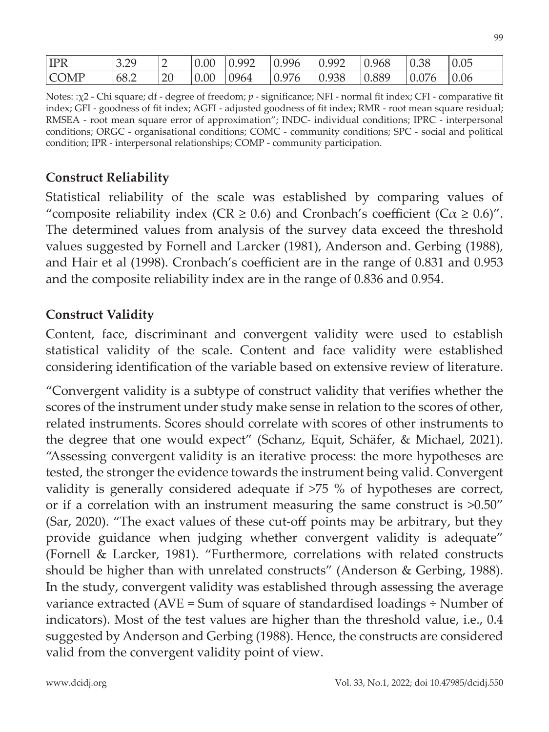| IPR | 3.29 | 2 | 0.00 | 0.992 | 0.996 | 0.992 | 0.968 | 0.38 | 0.05 |
|---|---|---|---|---|---|---|---|---|---|
| COMP | 68.2 | 20 | 0.00 | 0964 | 0.976 | 0.938 | 0.889 | 0.076 | 0.06 |

Notes: :$\chi2$ - Chi square; df - degree of freedom; *p* - significance; NFI - normal fit index; CFI - comparative fit index; GFI - goodness of fit index; AGFI - adjusted goodness of fit index; RMR - root mean square residual; RMSEA - root mean square error of approximation"; INDC- individual conditions; IPRC - interpersonal conditions; ORGC - organisational conditions; COMC - community conditions; SPC - social and political condition; IPR - interpersonal relationships; COMP - community participation.

## Construct Reliability

Statistical reliability of the scale was established by comparing values of "composite reliability index (CR ≥ 0.6) and Cronbach's coefficient ($C\alpha \geq 0.6$)". The determined values from analysis of the survey data exceed the threshold values suggested by Fornell and Larcker (1981), Anderson and. Gerbing (1988), and Hair et al (1998). Cronbach's coefficient are in the range of 0.831 and 0.953 and the composite reliability index are in the range of 0.836 and 0.954.

## Construct Validity

Content, face, discriminant and convergent validity were used to establish statistical validity of the scale. Content and face validity were established considering identification of the variable based on extensive review of literature.

"Convergent validity is a subtype of construct validity that verifies whether the scores of the instrument under study make sense in relation to the scores of other, related instruments. Scores should correlate with scores of other instruments to the degree that one would expect" (Schanz, Equit, Schäfer, & Michael, 2021). "Assessing convergent validity is an iterative process: the more hypotheses are tested, the stronger the evidence towards the instrument being valid. Convergent validity is generally considered adequate if >75 % of hypotheses are correct, or if a correlation with an instrument measuring the same construct is >0.50" (Sar, 2020). "The exact values of these cut-off points may be arbitrary, but they provide guidance when judging whether convergent validity is adequate" (Fornell & Larcker, 1981). "Furthermore, correlations with related constructs should be higher than with unrelated constructs" (Anderson & Gerbing, 1988). In the study, convergent validity was established through assessing the average variance extracted (AVE = Sum of square of standardised loadings ÷ Number of indicators). Most of the test values are higher than the threshold value, i.e., 0.4 suggested by Anderson and Gerbing (1988). Hence, the constructs are considered valid from the convergent validity point of view.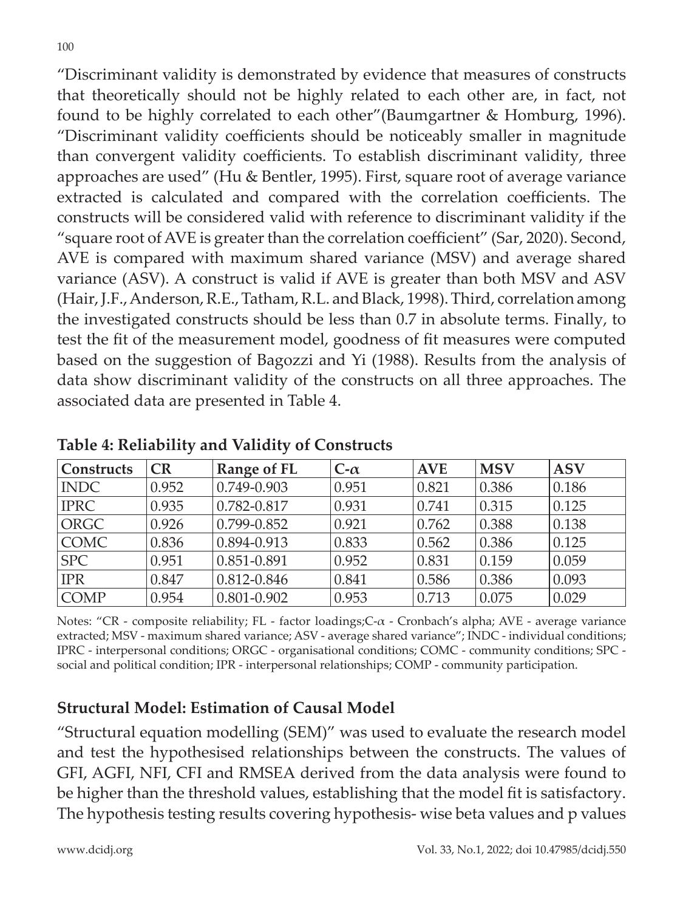"Discriminant validity is demonstrated by evidence that measures of constructs that theoretically should not be highly related to each other are, in fact, not found to be highly correlated to each other"(Baumgartner & Homburg, 1996). "Discriminant validity coefficients should be noticeably smaller in magnitude than convergent validity coefficients. To establish discriminant validity, three approaches are used" (Hu & Bentler, 1995). First, square root of average variance extracted is calculated and compared with the correlation coefficients. The constructs will be considered valid with reference to discriminant validity if the "square root of AVE is greater than the correlation coefficient" (Sar, 2020). Second, AVE is compared with maximum shared variance (MSV) and average shared variance (ASV). A construct is valid if AVE is greater than both MSV and ASV (Hair, J.F., Anderson, R.E., Tatham, R.L. and Black, 1998). Third, correlation among the investigated constructs should be less than 0.7 in absolute terms. Finally, to test the fit of the measurement model, goodness of fit measures were computed based on the suggestion of Bagozzi and Yi (1988). Results from the analysis of data show discriminant validity of the constructs on all three approaches. The associated data are presented in Table 4.

**Table 4: Reliability and Validity of Constructs**

| Constructs | CR | Range of FL | C-$\alpha$ | AVE | MSV | ASV |
|---|---|---|---|---|---|---|
| INDC | 0.952 | 0.749-0.903 | 0.951 | 0.821 | 0.386 | 0.186 |
| IPRC | 0.935 | 0.782-0.817 | 0.931 | 0.741 | 0.315 | 0.125 |
| ORGC | 0.926 | 0.799-0.852 | 0.921 | 0.762 | 0.388 | 0.138 |
| COMC | 0.836 | 0.894-0.913 | 0.833 | 0.562 | 0.386 | 0.125 |
| SPC | 0.951 | 0.851-0.891 | 0.952 | 0.831 | 0.159 | 0.059 |
| IPR | 0.847 | 0.812-0.846 | 0.841 | 0.586 | 0.386 | 0.093 |
| COMP | 0.954 | 0.801-0.902 | 0.953 | 0.713 | 0.075 | 0.029 |

Notes: "CR - composite reliability; FL - factor loadings;C-$\alpha$ - Cronbach's alpha; AVE - average variance extracted; MSV - maximum shared variance; ASV - average shared variance"; INDC - individual conditions; IPRC - interpersonal conditions; ORGC - organisational conditions; COMC - community conditions; SPC - social and political condition; IPR - interpersonal relationships; COMP - community participation.

## Structural Model: Estimation of Causal Model

"Structural equation modelling (SEM)" was used to evaluate the research model and test the hypothesised relationships between the constructs. The values of GFI, AGFI, NFI, CFI and RMSEA derived from the data analysis were found to be higher than the threshold values, establishing that the model fit is satisfactory. The hypothesis testing results covering hypothesis- wise beta values and p values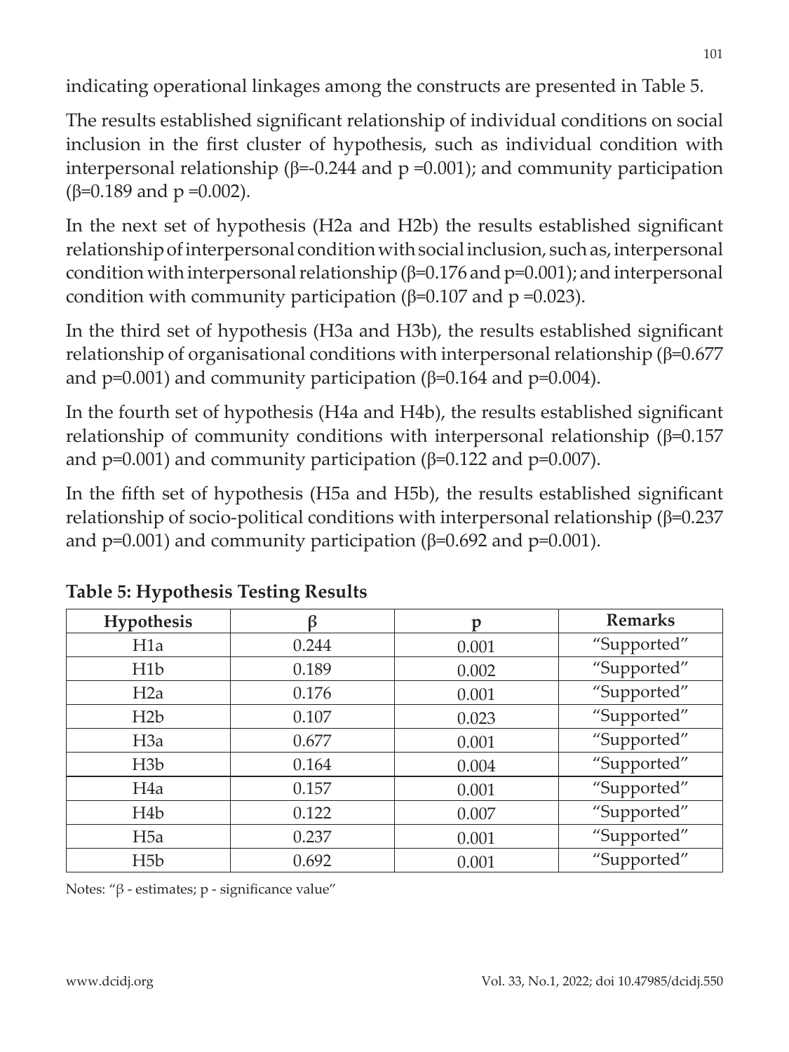indicating operational linkages among the constructs are presented in Table 5.

The results established significant relationship of individual conditions on social inclusion in the first cluster of hypothesis, such as individual condition with interpersonal relationship (β=-0.244 and p =0.001); and community participation (β=0.189 and p =0.002).

In the next set of hypothesis (H2a and H2b) the results established significant relationship of interpersonal condition with social inclusion, such as, interpersonal condition with interpersonal relationship (β=0.176 and p=0.001); and interpersonal condition with community participation (β=0.107 and p =0.023).

In the third set of hypothesis (H3a and H3b), the results established significant relationship of organisational conditions with interpersonal relationship (β=0.677 and p=0.001) and community participation (β=0.164 and p=0.004).

In the fourth set of hypothesis (H4a and H4b), the results established significant relationship of community conditions with interpersonal relationship (β=0.157 and p=0.001) and community participation (β=0.122 and p=0.007).

In the fifth set of hypothesis (H5a and H5b), the results established significant relationship of socio-political conditions with interpersonal relationship (β=0.237 and p=0.001) and community participation (β=0.692 and p=0.001).

**Table 5: Hypothesis Testing Results**

| Hypothesis | β | p | Remarks |
|---|---|---|---|
| H1a | 0.244 | 0.001 | "Supported" |
| H1b | 0.189 | 0.002 | "Supported" |
| H2a | 0.176 | 0.001 | "Supported" |
| H2b | 0.107 | 0.023 | "Supported" |
| H3a | 0.677 | 0.001 | "Supported" |
| H3b | 0.164 | 0.004 | "Supported" |
| H4a | 0.157 | 0.001 | "Supported" |
| H4b | 0.122 | 0.007 | "Supported" |
| H5a | 0.237 | 0.001 | "Supported" |
| H5b | 0.692 | 0.001 | "Supported" |

Notes: "β - estimates; p - significance value"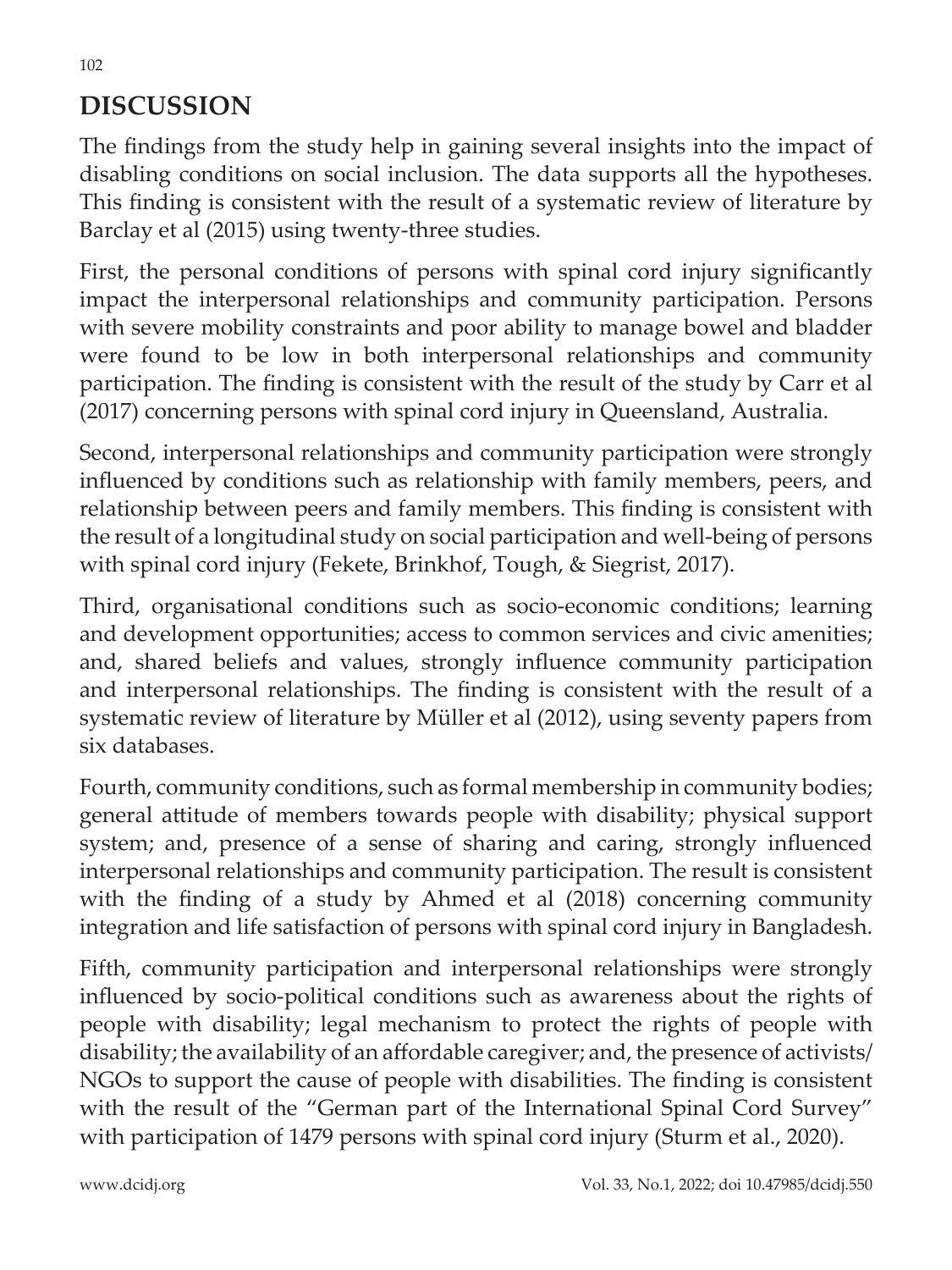## DISCUSSION

The findings from the study help in gaining several insights into the impact of disabling conditions on social inclusion. The data supports all the hypotheses. This finding is consistent with the result of a systematic review of literature by Barclay et al (2015) using twenty-three studies.

First, the personal conditions of persons with spinal cord injury significantly impact the interpersonal relationships and community participation. Persons with severe mobility constraints and poor ability to manage bowel and bladder were found to be low in both interpersonal relationships and community participation. The finding is consistent with the result of the study by Carr et al (2017) concerning persons with spinal cord injury in Queensland, Australia.

Second, interpersonal relationships and community participation were strongly influenced by conditions such as relationship with family members, peers, and relationship between peers and family members. This finding is consistent with the result of a longitudinal study on social participation and well-being of persons with spinal cord injury (Fekete, Brinkhof, Tough, & Siegrist, 2017).

Third, organisational conditions such as socio-economic conditions; learning and development opportunities; access to common services and civic amenities; and, shared beliefs and values, strongly influence community participation and interpersonal relationships. The finding is consistent with the result of a systematic review of literature by Müller et al (2012), using seventy papers from six databases.

Fourth, community conditions, such as formal membership in community bodies; general attitude of members towards people with disability; physical support system; and, presence of a sense of sharing and caring, strongly influenced interpersonal relationships and community participation. The result is consistent with the finding of a study by Ahmed et al (2018) concerning community integration and life satisfaction of persons with spinal cord injury in Bangladesh.

Fifth, community participation and interpersonal relationships were strongly influenced by socio-political conditions such as awareness about the rights of people with disability; legal mechanism to protect the rights of people with disability; the availability of an affordable caregiver; and, the presence of activists/NGOs to support the cause of people with disabilities. The finding is consistent with the result of the "German part of the International Spinal Cord Survey" with participation of 1479 persons with spinal cord injury (Sturm et al., 2020).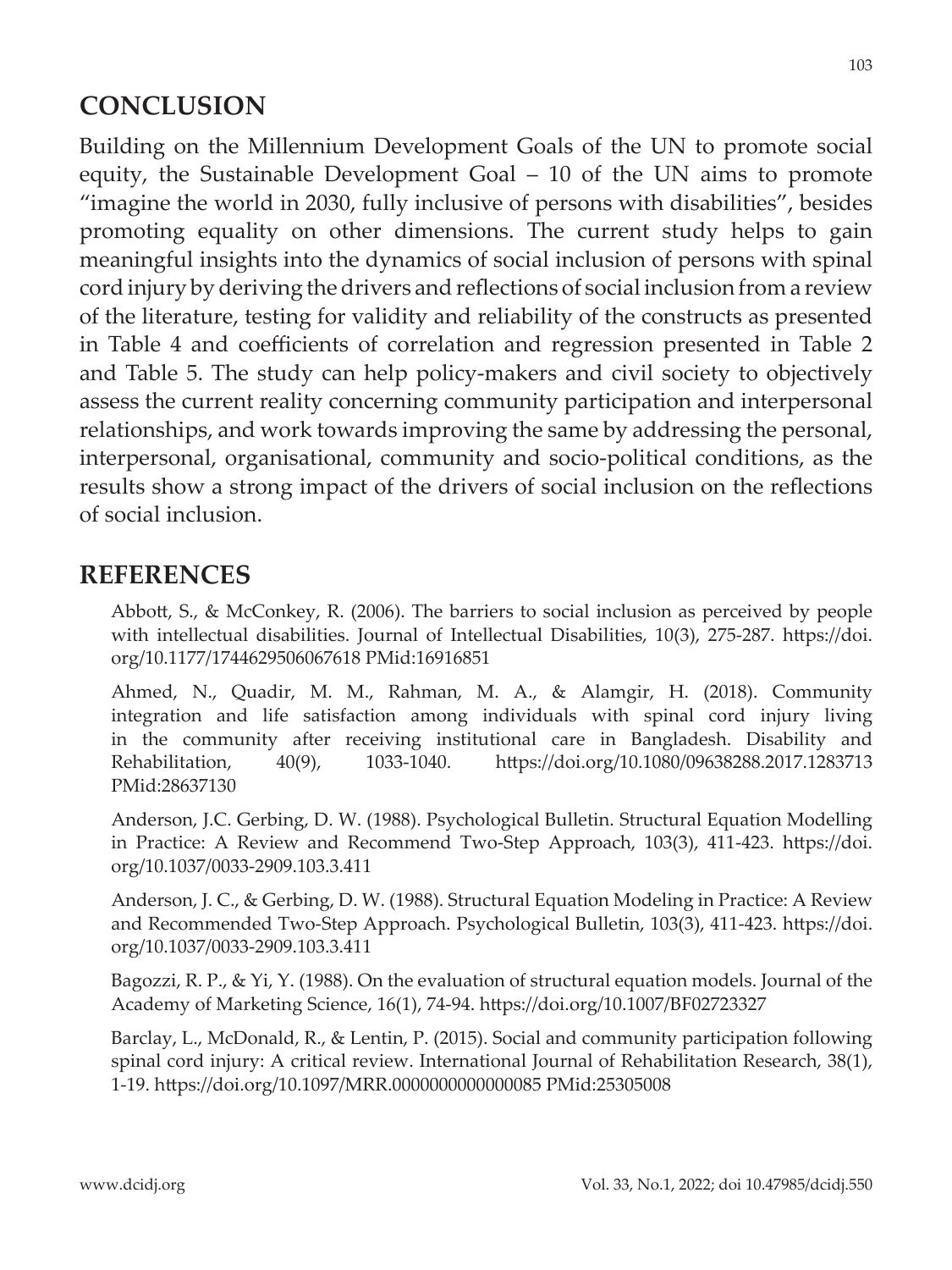## CONCLUSION

Building on the Millennium Development Goals of the UN to promote social equity, the Sustainable Development Goal – 10 of the UN aims to promote "imagine the world in 2030, fully inclusive of persons with disabilities", besides promoting equality on other dimensions. The current study helps to gain meaningful insights into the dynamics of social inclusion of persons with spinal cord injury by deriving the drivers and reflections of social inclusion from a review of the literature, testing for validity and reliability of the constructs as presented in Table 4 and coefficients of correlation and regression presented in Table 2 and Table 5. The study can help policy-makers and civil society to objectively assess the current reality concerning community participation and interpersonal relationships, and work towards improving the same by addressing the personal, interpersonal, organisational, community and socio-political conditions, as the results show a strong impact of the drivers of social inclusion on the reflections of social inclusion.

## REFERENCES

Abbott, S., & McConkey, R. (2006). The barriers to social inclusion as perceived by people with intellectual disabilities. Journal of Intellectual Disabilities, 10(3), 275-287. https://doi.org/10.1177/1744629506067618 PMid:16916851

Ahmed, N., Quadir, M. M., Rahman, M. A., & Alamgir, H. (2018). Community integration and life satisfaction among individuals with spinal cord injury living in the community after receiving institutional care in Bangladesh. Disability and Rehabilitation, 40(9), 1033-1040. https://doi.org/10.1080/09638288.2017.1283713 PMid:28637130

Anderson, J.C. Gerbing, D. W. (1988). Psychological Bulletin. Structural Equation Modelling in Practice: A Review and Recommend Two-Step Approach, 103(3), 411-423. https://doi.org/10.1037/0033-2909.103.3.411

Anderson, J. C., & Gerbing, D. W. (1988). Structural Equation Modeling in Practice: A Review and Recommended Two-Step Approach. Psychological Bulletin, 103(3), 411-423. https://doi.org/10.1037/0033-2909.103.3.411

Bagozzi, R. P., & Yi, Y. (1988). On the evaluation of structural equation models. Journal of the Academy of Marketing Science, 16(1), 74-94. https://doi.org/10.1007/BF02723327

Barclay, L., McDonald, R., & Lentin, P. (2015). Social and community participation following spinal cord injury: A critical review. International Journal of Rehabilitation Research, 38(1), 1-19. https://doi.org/10.1097/MRR.0000000000000085 PMid:25305008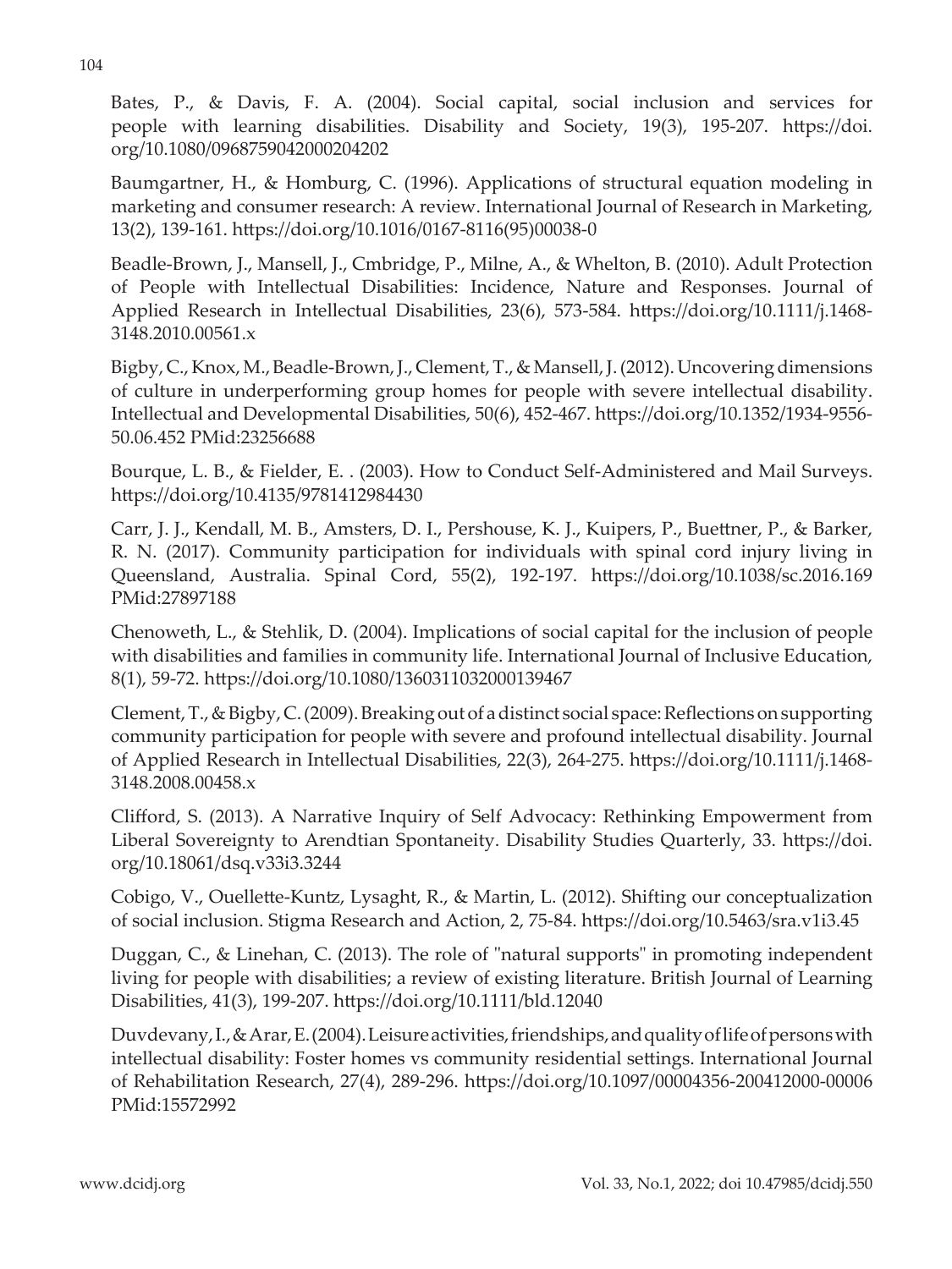Bates, P., & Davis, F. A. (2004). Social capital, social inclusion and services for people with learning disabilities. Disability and Society, 19(3), 195-207. https://doi.org/10.1080/0968759042000204202

Baumgartner, H., & Homburg, C. (1996). Applications of structural equation modeling in marketing and consumer research: A review. International Journal of Research in Marketing, 13(2), 139-161. https://doi.org/10.1016/0167-8116(95)00038-0

Beadle-Brown, J., Mansell, J., Cmbridge, P., Milne, A., & Whelton, B. (2010). Adult Protection of People with Intellectual Disabilities: Incidence, Nature and Responses. Journal of Applied Research in Intellectual Disabilities, 23(6), 573-584. https://doi.org/10.1111/j.1468-3148.2010.00561.x

Bigby, C., Knox, M., Beadle-Brown, J., Clement, T., & Mansell, J. (2012). Uncovering dimensions of culture in underperforming group homes for people with severe intellectual disability. Intellectual and Developmental Disabilities, 50(6), 452-467. https://doi.org/10.1352/1934-9556-50.06.452 PMid:23256688

Bourque, L. B., & Fielder, E. . (2003). How to Conduct Self-Administered and Mail Surveys. https://doi.org/10.4135/9781412984430

Carr, J. J., Kendall, M. B., Amsters, D. I., Pershouse, K. J., Kuipers, P., Buettner, P., & Barker, R. N. (2017). Community participation for individuals with spinal cord injury living in Queensland, Australia. Spinal Cord, 55(2), 192-197. https://doi.org/10.1038/sc.2016.169 PMid:27897188

Chenoweth, L., & Stehlik, D. (2004). Implications of social capital for the inclusion of people with disabilities and families in community life. International Journal of Inclusive Education, 8(1), 59-72. https://doi.org/10.1080/1360311032000139467

Clement, T., & Bigby, C. (2009). Breaking out of a distinct social space: Reflections on supporting community participation for people with severe and profound intellectual disability. Journal of Applied Research in Intellectual Disabilities, 22(3), 264-275. https://doi.org/10.1111/j.1468-3148.2008.00458.x

Clifford, S. (2013). A Narrative Inquiry of Self Advocacy: Rethinking Empowerment from Liberal Sovereignty to Arendtian Spontaneity. Disability Studies Quarterly, 33. https://doi.org/10.18061/dsq.v33i3.3244

Cobigo, V., Ouellette-Kuntz, Lysaght, R., & Martin, L. (2012). Shifting our conceptualization of social inclusion. Stigma Research and Action, 2, 75-84. https://doi.org/10.5463/sra.v1i3.45

Duggan, C., & Linehan, C. (2013). The role of "natural supports" in promoting independent living for people with disabilities; a review of existing literature. British Journal of Learning Disabilities, 41(3), 199-207. https://doi.org/10.1111/bld.12040

Duvdevany, I., & Arar, E. (2004). Leisure activities, friendships, and quality of life of persons with intellectual disability: Foster homes vs community residential settings. International Journal of Rehabilitation Research, 27(4), 289-296. https://doi.org/10.1097/00004356-200412000-00006 PMid:15572992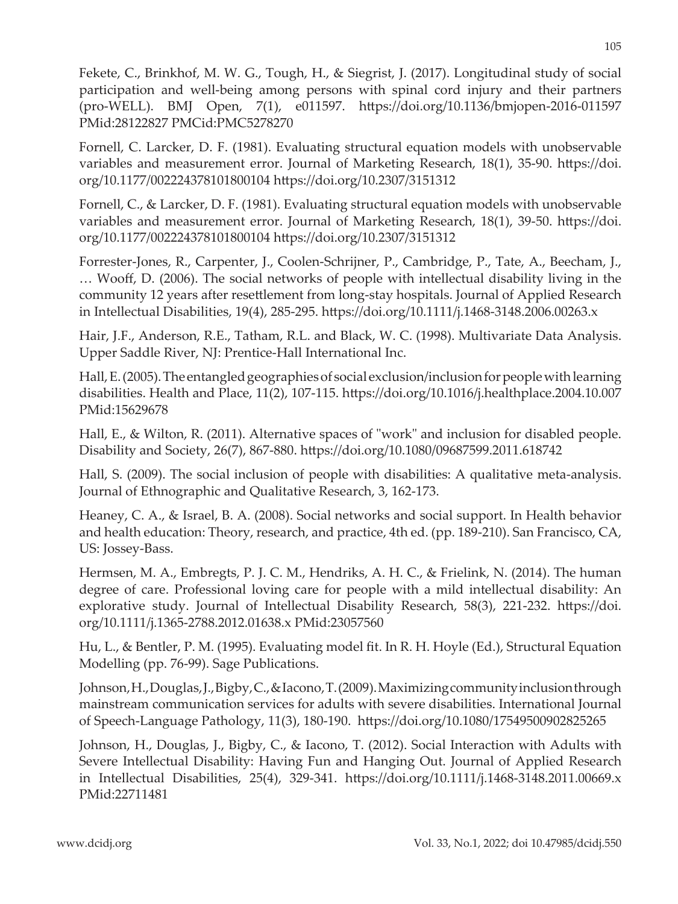Fekete, C., Brinkhof, M. W. G., Tough, H., & Siegrist, J. (2017). Longitudinal study of social participation and well-being among persons with spinal cord injury and their partners (pro-WELL). BMJ Open, 7(1), e011597. https://doi.org/10.1136/bmjopen-2016-011597 PMid:28122827 PMCid:PMC5278270

Fornell, C. Larcker, D. F. (1981). Evaluating structural equation models with unobservable variables and measurement error. Journal of Marketing Research, 18(1), 35-90. https://doi.org/10.1177/002224378101800104 https://doi.org/10.2307/3151312

Fornell, C., & Larcker, D. F. (1981). Evaluating structural equation models with unobservable variables and measurement error. Journal of Marketing Research, 18(1), 39-50. https://doi.org/10.1177/002224378101800104 https://doi.org/10.2307/3151312

Forrester-Jones, R., Carpenter, J., Coolen-Schrijner, P., Cambridge, P., Tate, A., Beecham, J., … Wooff, D. (2006). The social networks of people with intellectual disability living in the community 12 years after resettlement from long-stay hospitals. Journal of Applied Research in Intellectual Disabilities, 19(4), 285-295. https://doi.org/10.1111/j.1468-3148.2006.00263.x

Hair, J.F., Anderson, R.E., Tatham, R.L. and Black, W. C. (1998). Multivariate Data Analysis. Upper Saddle River, NJ: Prentice-Hall International Inc.

Hall, E. (2005). The entangled geographies of social exclusion/inclusion for people with learning disabilities. Health and Place, 11(2), 107-115. https://doi.org/10.1016/j.healthplace.2004.10.007 PMid:15629678

Hall, E., & Wilton, R. (2011). Alternative spaces of "work" and inclusion for disabled people. Disability and Society, 26(7), 867-880. https://doi.org/10.1080/09687599.2011.618742

Hall, S. (2009). The social inclusion of people with disabilities: A qualitative meta-analysis. Journal of Ethnographic and Qualitative Research, 3, 162-173.

Heaney, C. A., & Israel, B. A. (2008). Social networks and social support. In Health behavior and health education: Theory, research, and practice, 4th ed. (pp. 189-210). San Francisco, CA, US: Jossey-Bass.

Hermsen, M. A., Embregts, P. J. C. M., Hendriks, A. H. C., & Frielink, N. (2014). The human degree of care. Professional loving care for people with a mild intellectual disability: An explorative study. Journal of Intellectual Disability Research, 58(3), 221-232. https://doi.org/10.1111/j.1365-2788.2012.01638.x PMid:23057560

Hu, L., & Bentler, P. M. (1995). Evaluating model fit. In R. H. Hoyle (Ed.), Structural Equation Modelling (pp. 76-99). Sage Publications.

Johnson, H., Douglas, J., Bigby, C., & Iacono, T. (2009). Maximizing community inclusion through mainstream communication services for adults with severe disabilities. International Journal of Speech-Language Pathology, 11(3), 180-190. https://doi.org/10.1080/17549500902825265

Johnson, H., Douglas, J., Bigby, C., & Iacono, T. (2012). Social Interaction with Adults with Severe Intellectual Disability: Having Fun and Hanging Out. Journal of Applied Research in Intellectual Disabilities, 25(4), 329-341. https://doi.org/10.1111/j.1468-3148.2011.00669.x PMid:22711481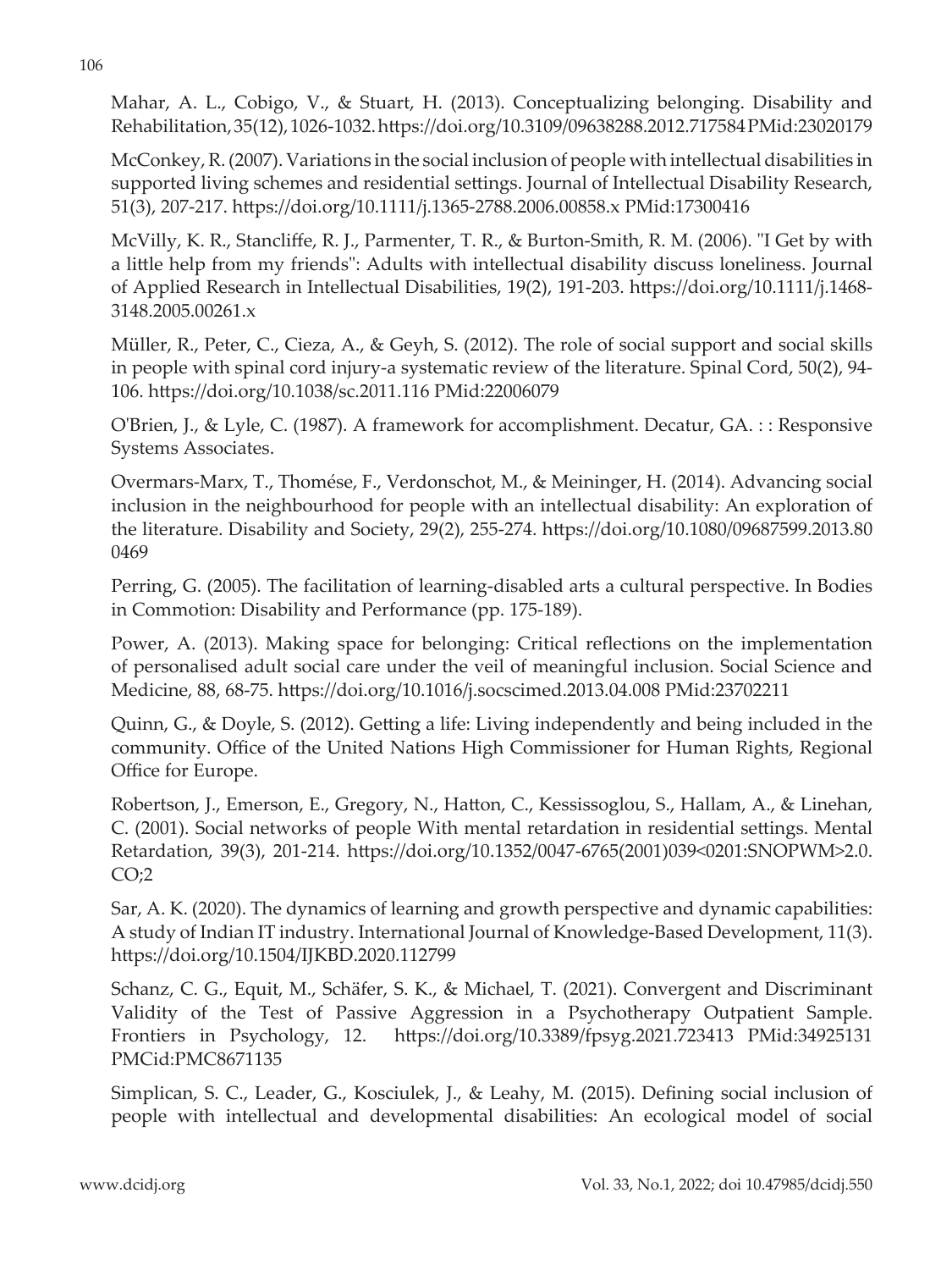Mahar, A. L., Cobigo, V., & Stuart, H. (2013). Conceptualizing belonging. Disability and Rehabilitation, 35(12), 1026-1032. https://doi.org/10.3109/09638288.2012.717584 PMid:23020179

McConkey, R. (2007). Variations in the social inclusion of people with intellectual disabilities in supported living schemes and residential settings. Journal of Intellectual Disability Research, 51(3), 207-217. https://doi.org/10.1111/j.1365-2788.2006.00858.x PMid:17300416

McVilly, K. R., Stancliffe, R. J., Parmenter, T. R., & Burton-Smith, R. M. (2006). "I Get by with a little help from my friends": Adults with intellectual disability discuss loneliness. Journal of Applied Research in Intellectual Disabilities, 19(2), 191-203. https://doi.org/10.1111/j.1468-3148.2005.00261.x

Müller, R., Peter, C., Cieza, A., & Geyh, S. (2012). The role of social support and social skills in people with spinal cord injury-a systematic review of the literature. Spinal Cord, 50(2), 94-106. https://doi.org/10.1038/sc.2011.116 PMid:22006079

O'Brien, J., & Lyle, C. (1987). A framework for accomplishment. Decatur, GA. : : Responsive Systems Associates.

Overmars-Marx, T., Thomése, F., Verdonschot, M., & Meininger, H. (2014). Advancing social inclusion in the neighbourhood for people with an intellectual disability: An exploration of the literature. Disability and Society, 29(2), 255-274. https://doi.org/10.1080/09687599.2013.800469

Perring, G. (2005). The facilitation of learning-disabled arts a cultural perspective. In Bodies in Commotion: Disability and Performance (pp. 175-189).

Power, A. (2013). Making space for belonging: Critical reflections on the implementation of personalised adult social care under the veil of meaningful inclusion. Social Science and Medicine, 88, 68-75. https://doi.org/10.1016/j.socscimed.2013.04.008 PMid:23702211

Quinn, G., & Doyle, S. (2012). Getting a life: Living independently and being included in the community. Office of the United Nations High Commissioner for Human Rights, Regional Office for Europe.

Robertson, J., Emerson, E., Gregory, N., Hatton, C., Kessissoglou, S., Hallam, A., & Linehan, C. (2001). Social networks of people With mental retardation in residential settings. Mental Retardation, 39(3), 201-214. https://doi.org/10.1352/0047-6765(2001)039<0201:SNOPWM>2.0.CO;2

Sar, A. K. (2020). The dynamics of learning and growth perspective and dynamic capabilities: A study of Indian IT industry. International Journal of Knowledge-Based Development, 11(3). https://doi.org/10.1504/IJKBD.2020.112799

Schanz, C. G., Equit, M., Schäfer, S. K., & Michael, T. (2021). Convergent and Discriminant Validity of the Test of Passive Aggression in a Psychotherapy Outpatient Sample. Frontiers in Psychology, 12. https://doi.org/10.3389/fpsyg.2021.723413 PMid:34925131 PMCid:PMC8671135

Simplican, S. C., Leader, G., Kosciulek, J., & Leahy, M. (2015). Defining social inclusion of people with intellectual and developmental disabilities: An ecological model of social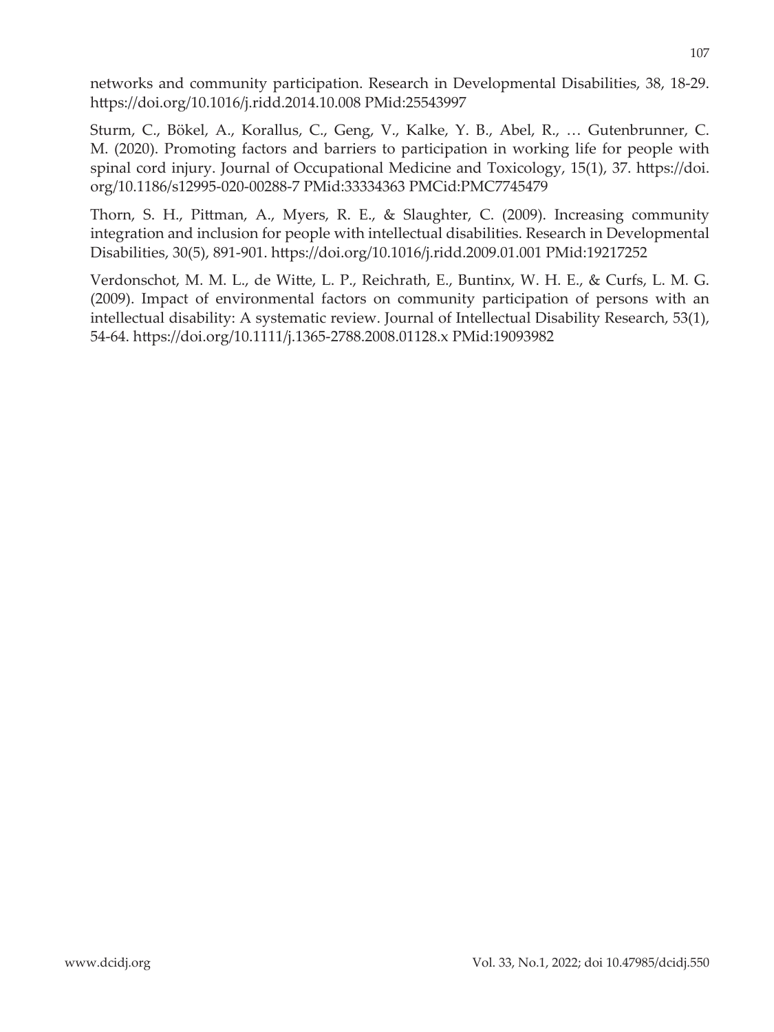networks and community participation. Research in Developmental Disabilities, 38, 18-29. https://doi.org/10.1016/j.ridd.2014.10.008 PMid:25543997

Sturm, C., Bökel, A., Korallus, C., Geng, V., Kalke, Y. B., Abel, R., … Gutenbrunner, C. M. (2020). Promoting factors and barriers to participation in working life for people with spinal cord injury. Journal of Occupational Medicine and Toxicology, 15(1), 37. https://doi.org/10.1186/s12995-020-00288-7 PMid:33334363 PMCid:PMC7745479

Thorn, S. H., Pittman, A., Myers, R. E., & Slaughter, C. (2009). Increasing community integration and inclusion for people with intellectual disabilities. Research in Developmental Disabilities, 30(5), 891-901. https://doi.org/10.1016/j.ridd.2009.01.001 PMid:19217252

Verdonschot, M. M. L., de Witte, L. P., Reichrath, E., Buntinx, W. H. E., & Curfs, L. M. G. (2009). Impact of environmental factors on community participation of persons with an intellectual disability: A systematic review. Journal of Intellectual Disability Research, 53(1), 54-64. https://doi.org/10.1111/j.1365-2788.2008.01128.x PMid:19093982